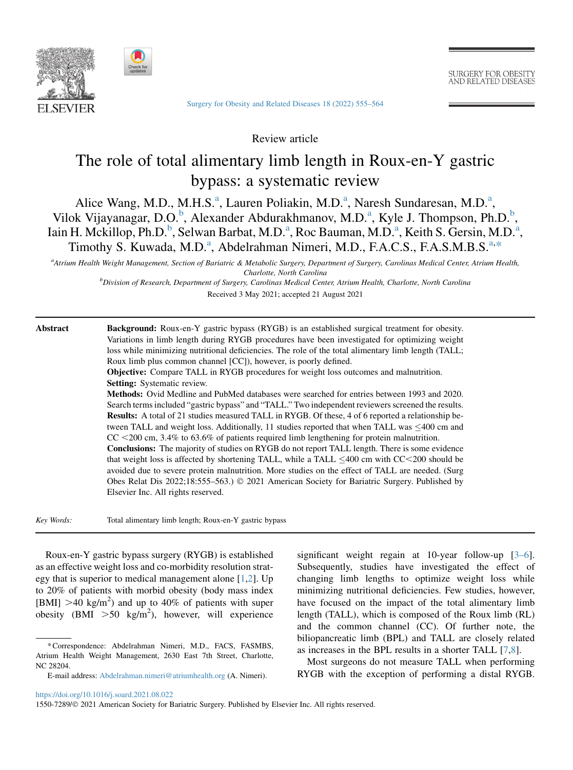Review article

# The role of total alimentary limb length in Roux-en-Y gastric bypass: a systematic review

Alice Wang, M.D., M.H.S.[a], Lauren Poliakin, M.D.[a], Naresh Sundaresan, M.D.[a], Vilok Vijayanagar, D.O.[b], Alexander Abdurakhmanov, M.D.[a], Kyle J. Thompson, Ph.D.[b], Iain H. Mckillop, Ph.D.[b], Selwan Barbat, M.D.[a], Roc Bauman, M.D.[a], Keith S. Gersin, M.D.[a], Timothy S. Kuwada, M.D.[a], Abdelrahman Nimeri, M.D., F.A.C.S., F.A.S.M.B.S.[a,*]

[a]*Atrium Health Weight Management, Section of Bariatric & Metabolic Surgery, Department of Surgery, Carolinas Medical Center, Atrium Health, Charlotte, North Carolina*

[b]*Division of Research, Department of Surgery, Carolinas Medical Center, Atrium Health, Charlotte, North Carolina*

Received 3 May 2021; accepted 21 August 2021

## Abstract

**Background:** Roux-en-Y gastric bypass (RYGB) is an established surgical treatment for obesity. Variations in limb length during RYGB procedures have been investigated for optimizing weight loss while minimizing nutritional deficiencies. The role of the total alimentary limb length (TALL; Roux limb plus common channel [CC]), however, is poorly defined.

**Objective:** Compare TALL in RYGB procedures for weight loss outcomes and malnutrition.

**Setting:** Systematic review.

**Methods:** Ovid Medline and PubMed databases were searched for entries between 1993 and 2020. Search terms included "gastric bypass" and "TALL." Two independent reviewers screened the results.

**Results:** A total of 21 studies measured TALL in RYGB. Of these, 4 of 6 reported a relationship between TALL and weight loss. Additionally, 11 studies reported that when TALL was ≤400 cm and CC <200 cm, 3.4% to 63.6% of patients required limb lengthening for protein malnutrition.

**Conclusions:** The majority of studies on RYGB do not report TALL length. There is some evidence that weight loss is affected by shortening TALL, while a TALL ≤400 cm with CC<200 should be avoided due to severe protein malnutrition. More studies on the effect of TALL are needed. (Surg Obes Relat Dis 2022;18:555–563.) © 2021 American Society for Bariatric Surgery. Published by Elsevier Inc. All rights reserved.

*Key Words:* Total alimentary limb length; Roux-en-Y gastric bypass

Roux-en-Y gastric bypass surgery (RYGB) is established as an effective weight loss and co-morbidity resolution strategy that is superior to medical management alone [1,2]. Up to 20% of patients with morbid obesity (body mass index [BMI] >40 kg/m$^2$) and up to 40% of patients with super obesity (BMI >50 kg/m$^2$), however, will experience significant weight regain at 10-year follow-up [3–6]. Subsequently, studies have investigated the effect of changing limb lengths to optimize weight loss while minimizing nutritional deficiencies. Few studies, however, have focused on the impact of the total alimentary limb length (TALL), which is composed of the Roux limb (RL) and the common channel (CC). Of further note, the biliopancreatic limb (BPL) and TALL are closely related as increases in the BPL results in a shorter TALL [7,8].

Most surgeons do not measure TALL when performing RYGB with the exception of performing a distal RYGB.

*Correspondence: Abdelrahman Nimeri, M.D., FACS, FASMBS, Atrium Health Weight Management, 2630 East 7th Street, Charlotte, NC 28204.

E-mail address: Abdelrahman.nimeri@atriumhealth.org (A. Nimeri).

https://doi.org/10.1016/j.soard.2021.08.022

1550-7289/© 2021 American Society for Bariatric Surgery. Published by Elsevier Inc. All rights reserved.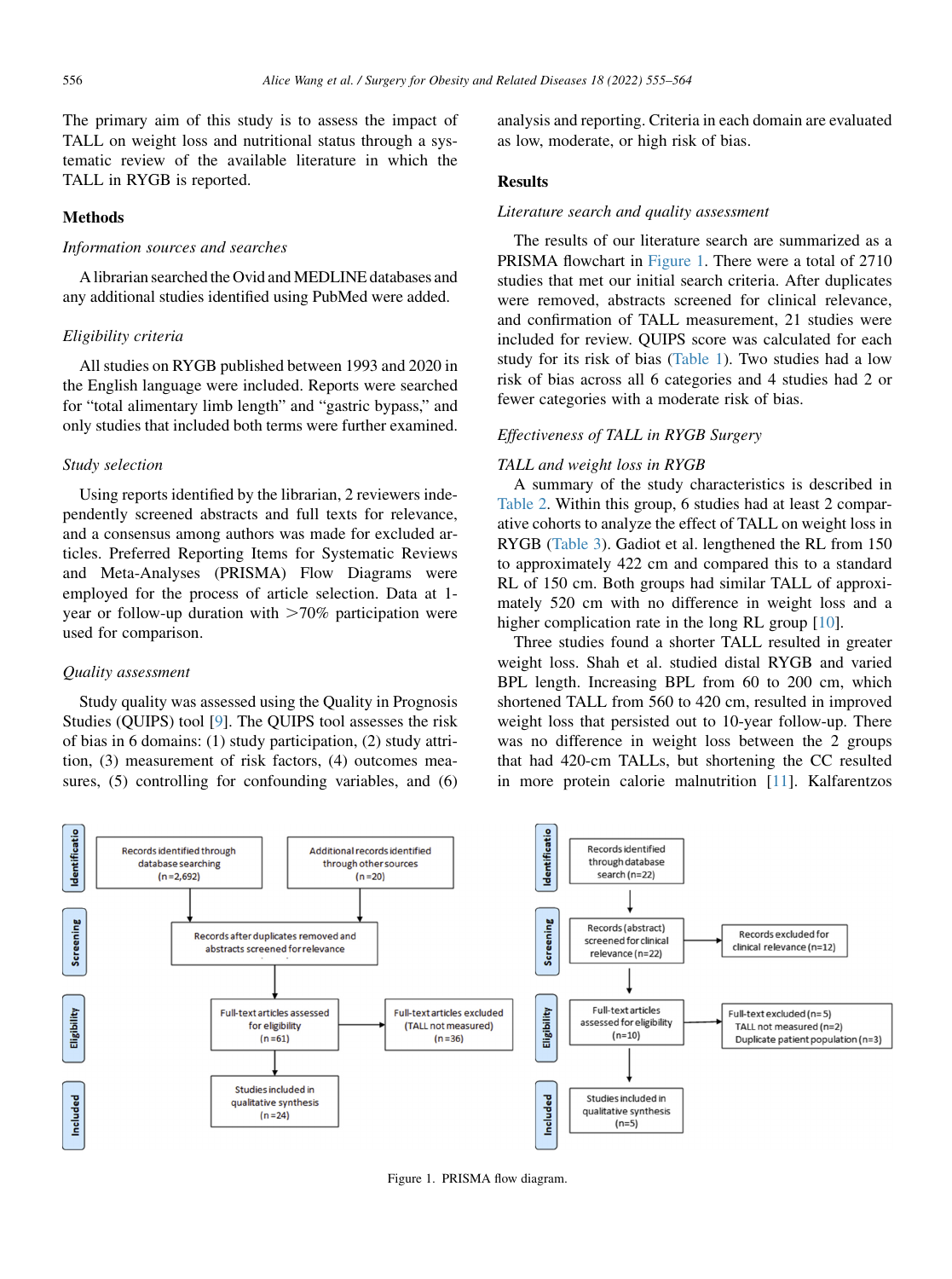The primary aim of this study is to assess the impact of TALL on weight loss and nutritional status through a systematic review of the available literature in which the TALL in RYGB is reported.

## Methods

### *Information sources and searches*

A librarian searched the Ovid and MEDLINE databases and any additional studies identified using PubMed were added.

### *Eligibility criteria*

All studies on RYGB published between 1993 and 2020 in the English language were included. Reports were searched for "total alimentary limb length" and "gastric bypass," and only studies that included both terms were further examined.

### *Study selection*

Using reports identified by the librarian, 2 reviewers independently screened abstracts and full texts for relevance, and a consensus among authors was made for excluded articles. Preferred Reporting Items for Systematic Reviews and Meta-Analyses (PRISMA) Flow Diagrams were employed for the process of article selection. Data at 1-year or follow-up duration with >70% participation were used for comparison.

### *Quality assessment*

Study quality was assessed using the Quality in Prognosis Studies (QUIPS) tool [9]. The QUIPS tool assesses the risk of bias in 6 domains: (1) study participation, (2) study attrition, (3) measurement of risk factors, (4) outcomes measures, (5) controlling for confounding variables, and (6) analysis and reporting. Criteria in each domain are evaluated as low, moderate, or high risk of bias.

## Results

### *Literature search and quality assessment*

The results of our literature search are summarized as a PRISMA flowchart in Figure 1. There were a total of 2710 studies that met our initial search criteria. After duplicates were removed, abstracts screened for clinical relevance, and confirmation of TALL measurement, 21 studies were included for review. QUIPS score was calculated for each study for its risk of bias (Table 1). Two studies had a low risk of bias across all 6 categories and 4 studies had 2 or fewer categories with a moderate risk of bias.

### *Effectiveness of TALL in RYGB Surgery*

*TALL and weight loss in RYGB*

A summary of the study characteristics is described in Table 2. Within this group, 6 studies had at least 2 comparative cohorts to analyze the effect of TALL on weight loss in RYGB (Table 3). Gadiot et al. lengthened the RL from 150 to approximately 422 cm and compared this to a standard RL of 150 cm. Both groups had similar TALL of approximately 520 cm with no difference in weight loss and a higher complication rate in the long RL group [10].

Three studies found a shorter TALL resulted in greater weight loss. Shah et al. studied distal RYGB and varied BPL length. Increasing BPL from 60 to 200 cm, which shortened TALL from 560 to 420 cm, resulted in improved weight loss that persisted out to 10-year follow-up. There was no difference in weight loss between the 2 groups that had 420-cm TALLs, but shortening the CC resulted in more protein calorie malnutrition [11]. Kalfarentzos

| Stage | Flow (left) | Excluded (left) | Flow (right) | Excluded (right) |
| --- | --- | --- | --- | --- |
| Identification | Records identified through database searching (n=2,692); Additional records identified through other sources (n=20) | | Records identified through database search (n=22) | |
| Screening | Records after duplicates removed and abstracts screened for relevance | | Records (abstract) screened for clinical relevance (n=22) | Records excluded for clinical relevance (n=12) |
| Eligibility | Full-text articles assessed for eligibility (n=61) | Full-text articles excluded (TALL not measured) (n=36) | Full-text articles assessed for eligibility (n=10) | Full-text excluded (n=5) TALL not measured (n=2) Duplicate patient population (n=3) |
| Included | Studies included in qualitative synthesis (n=24) | | Studies included in qualitative synthesis (n=5) | |

Figure 1. PRISMA flow diagram.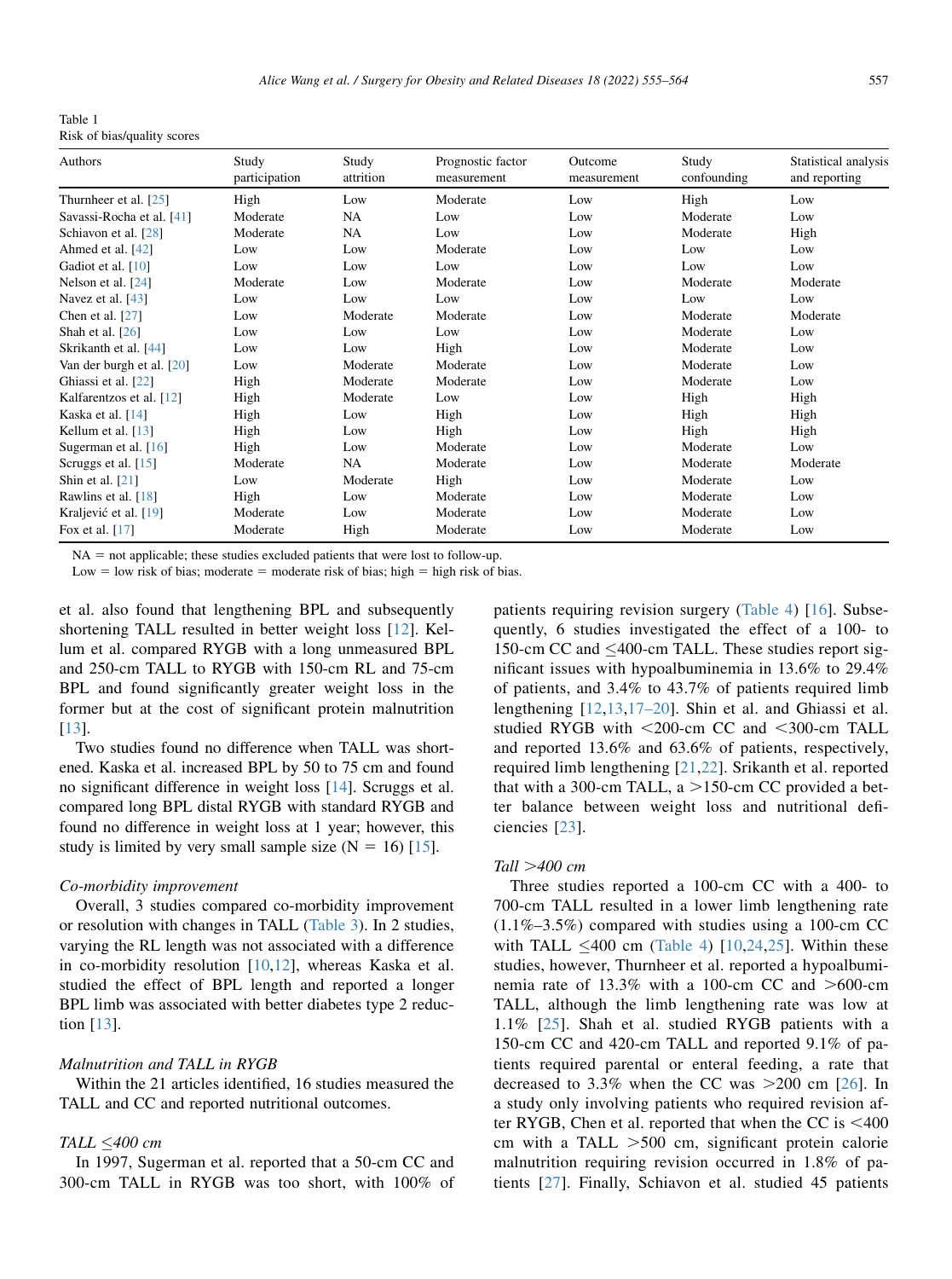Table 1
Risk of bias/quality scores

| Authors | Study participation | Study attrition | Prognostic factor measurement | Outcome measurement | Study confounding | Statistical analysis and reporting |
|---|---|---|---|---|---|---|
| Thurnheer et al. [25] | High | Low | Moderate | Low | High | Low |
| Savassi-Rocha et al. [41] | Moderate | NA | Low | Low | Moderate | Low |
| Schiavon et al. [28] | Moderate | NA | Low | Low | Moderate | High |
| Ahmed et al. [42] | Low | Low | Moderate | Low | Low | Low |
| Gadiot et al. [10] | Low | Low | Low | Low | Low | Low |
| Nelson et al. [24] | Moderate | Low | Moderate | Low | Moderate | Moderate |
| Navez et al. [43] | Low | Low | Low | Low | Low | Low |
| Chen et al. [27] | Low | Moderate | Moderate | Low | Moderate | Moderate |
| Shah et al. [26] | Low | Low | Low | Low | Moderate | Low |
| Skrikanth et al. [44] | Low | Low | High | Low | Moderate | Low |
| Van der burgh et al. [20] | Low | Moderate | Moderate | Low | Moderate | Low |
| Ghiassi et al. [22] | High | Moderate | Moderate | Low | Moderate | Low |
| Kalfarentzos et al. [12] | High | Moderate | Low | Low | High | High |
| Kaska et al. [14] | High | Low | High | Low | High | High |
| Kellum et al. [13] | High | Low | High | Low | High | High |
| Sugerman et al. [16] | High | Low | Moderate | Low | Moderate | Low |
| Scruggs et al. [15] | Moderate | NA | Moderate | Low | Moderate | Moderate |
| Shin et al. [21] | Low | Moderate | High | Low | Moderate | Low |
| Rawlins et al. [18] | High | Low | Moderate | Low | Moderate | Low |
| Kraljević et al. [19] | Moderate | Low | Moderate | Low | Moderate | Low |
| Fox et al. [17] | Moderate | High | Moderate | Low | Moderate | Low |

NA = not applicable; these studies excluded patients that were lost to follow-up.
Low = low risk of bias; moderate = moderate risk of bias; high = high risk of bias.

et al. also found that lengthening BPL and subsequently shortening TALL resulted in better weight loss [12]. Kellum et al. compared RYGB with a long unmeasured BPL and 250-cm TALL to RYGB with 150-cm RL and 75-cm BPL and found significantly greater weight loss in the former but at the cost of significant protein malnutrition [13].

Two studies found no difference when TALL was shortened. Kaska et al. increased BPL by 50 to 75 cm and found no significant difference in weight loss [14]. Scruggs et al. compared long BPL distal RYGB with standard RYGB and found no difference in weight loss at 1 year; however, this study is limited by very small sample size (N = 16) [15].

*Co-morbidity improvement*

Overall, 3 studies compared co-morbidity improvement or resolution with changes in TALL (Table 3). In 2 studies, varying the RL length was not associated with a difference in co-morbidity resolution [10,12], whereas Kaska et al. studied the effect of BPL length and reported a longer BPL limb was associated with better diabetes type 2 reduction [13].

*Malnutrition and TALL in RYGB*

Within the 21 articles identified, 16 studies measured the TALL and CC and reported nutritional outcomes.

*TALL ≤400 cm*

In 1997, Sugerman et al. reported that a 50-cm CC and 300-cm TALL in RYGB was too short, with 100% of patients requiring revision surgery (Table 4) [16]. Subsequently, 6 studies investigated the effect of a 100- to 150-cm CC and ≤400-cm TALL. These studies report significant issues with hypoalbuminemia in 13.6% to 29.4% of patients, and 3.4% to 43.7% of patients required limb lengthening [12,13,17–20]. Shin et al. and Ghiassi et al. studied RYGB with <200-cm CC and <300-cm TALL and reported 13.6% and 63.6% of patients, respectively, required limb lengthening [21,22]. Srikanth et al. reported that with a 300-cm TALL, a >150-cm CC provided a better balance between weight loss and nutritional deficiencies [23].

*Tall >400 cm*

Three studies reported a 100-cm CC with a 400- to 700-cm TALL resulted in a lower limb lengthening rate (1.1%–3.5%) compared with studies using a 100-cm CC with TALL ≤400 cm (Table 4) [10,24,25]. Within these studies, however, Thurnheer et al. reported a hypoalbuminemia rate of 13.3% with a 100-cm CC and >600-cm TALL, although the limb lengthening rate was low at 1.1% [25]. Shah et al. studied RYGB patients with a 150-cm CC and 420-cm TALL and reported 9.1% of patients required parental or enteral feeding, a rate that decreased to 3.3% when the CC was >200 cm [26]. In a study only involving patients who required revision after RYGB, Chen et al. reported that when the CC is <400 cm with a TALL >500 cm, significant protein calorie malnutrition requiring revision occurred in 1.8% of patients [27]. Finally, Schiavon et al. studied 45 patients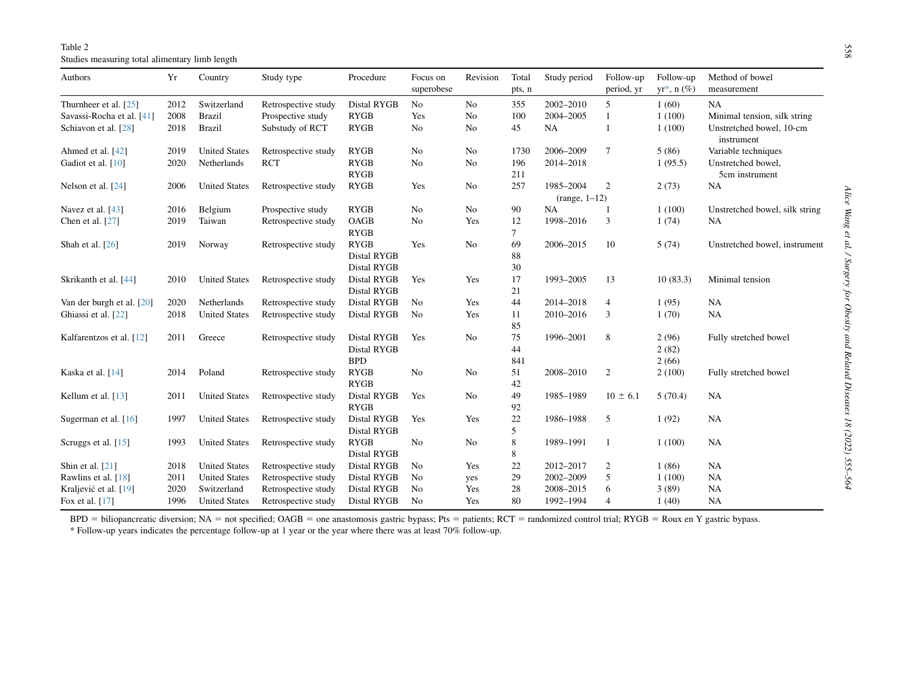Table 2
Studies measuring total alimentary limb length

| Authors | Yr | Country | Study type | Procedure | Focus on superobese | Revision | Total pts, n | Study period | Follow-up period, yr | Follow-up yr*, n (%) | Method of bowel measurement |
|---|---|---|---|---|---|---|---|---|---|---|---|
| Thurnheer et al. [25] | 2012 | Switzerland | Retrospective study | Distal RYGB | No | No | 355 | 2002–2010 | 5 | 1 (60) | NA |
| Savassi-Rocha et al. [41] | 2008 | Brazil | Prospective study | RYGB | Yes | No | 100 | 2004–2005 | 1 | 1 (100) | Minimal tension, silk string |
| Schiavon et al. [28] | 2018 | Brazil | Substudy of RCT | RYGB | No | No | 45 | NA | 1 | 1 (100) | Unstretched bowel, 10-cm instrument |
| Ahmed et al. [42] | 2019 | United States | Retrospective study | RYGB | No | No | 1730 | 2006–2009 | 7 | 5 (86) | Variable techniques |
| Gadiot et al. [10] | 2020 | Netherlands | RCT | RYGB<br>RYGB | No | No | 196<br>211 | 2014–2018 | | 1 (95.5) | Unstretched bowel, 5cm instrument |
| Nelson et al. [24] | 2006 | United States | Retrospective study | RYGB | Yes | No | 257 | 1985–2004 (range, 1–12) | 2 | 2 (73) | NA |
| Navez et al. [43] | 2016 | Belgium | Prospective study | RYGB | No | No | 90 | NA | 1 | 1 (100) | Unstretched bowel, silk string |
| Chen et al. [27] | 2019 | Taiwan | Retrospective study | OAGB<br>RYGB | No | Yes | 12<br>7 | 1998–2016 | 3 | 1 (74) | NA |
| Shah et al. [26] | 2019 | Norway | Retrospective study | RYGB<br>Distal RYGB<br>Distal RYGB | Yes | No | 69<br>88<br>30 | 2006–2015 | 10 | 5 (74) | Unstretched bowel, instrument |
| Skrikanth et al. [44] | 2010 | United States | Retrospective study | Distal RYGB<br>Distal RYGB | Yes | Yes | 17<br>21 | 1993–2005 | 13 | 10 (83.3) | Minimal tension |
| Van der burgh et al. [20] | 2020 | Netherlands | Retrospective study | Distal RYGB | No | Yes | 44 | 2014–2018 | 4 | 1 (95) | NA |
| Ghiassi et al. [22] | 2018 | United States | Retrospective study | Distal RYGB | No | Yes | 11<br>85 | 2010–2016 | 3 | 1 (70) | NA |
| Kalfarentzos et al. [12] | 2011 | Greece | Retrospective study | Distal RYGB<br>Distal RYGB<br>BPD | Yes | No | 75<br>44<br>841 | 1996–2001 | 8 | 2 (96)<br>2 (82)<br>2 (66) | Fully stretched bowel |
| Kaska et al. [14] | 2014 | Poland | Retrospective study | RYGB<br>RYGB | No | No | 51<br>42 | 2008–2010 | 2 | 2 (100) | Fully stretched bowel |
| Kellum et al. [13] | 2011 | United States | Retrospective study | Distal RYGB<br>RYGB | Yes | No | 49<br>92 | 1985–1989 | 10 ± 6.1 | 5 (70.4) | NA |
| Sugerman et al. [16] | 1997 | United States | Retrospective study | Distal RYGB<br>Distal RYGB | Yes | Yes | 22<br>5 | 1986–1988 | 5 | 1 (92) | NA |
| Scruggs et al. [15] | 1993 | United States | Retrospective study | RYGB<br>Distal RYGB | No | No | 8<br>8 | 1989–1991 | 1 | 1 (100) | NA |
| Shin et al. [21] | 2018 | United States | Retrospective study | Distal RYGB | No | Yes | 22 | 2012–2017 | 2 | 1 (86) | NA |
| Rawlins et al. [18] | 2011 | United States | Retrospective study | Distal RYGB | No | yes | 29 | 2002–2009 | 5 | 1 (100) | NA |
| Kraljević et al. [19] | 2020 | Switzerland | Retrospective study | Distal RYGB | No | Yes | 28 | 2008–2015 | 6 | 3 (89) | NA |
| Fox et al. [17] | 1996 | United States | Retrospective study | Distal RYGB | No | Yes | 80 | 1992–1994 | 4 | 1 (40) | NA |

BPD = biliopancreatic diversion; NA = not specified; OAGB = one anastomosis gastric bypass; Pts = patients; RCT = randomized control trial; RYGB = Roux en Y gastric bypass.
* Follow-up years indicates the percentage follow-up at 1 year or the year where there was at least 70% follow-up.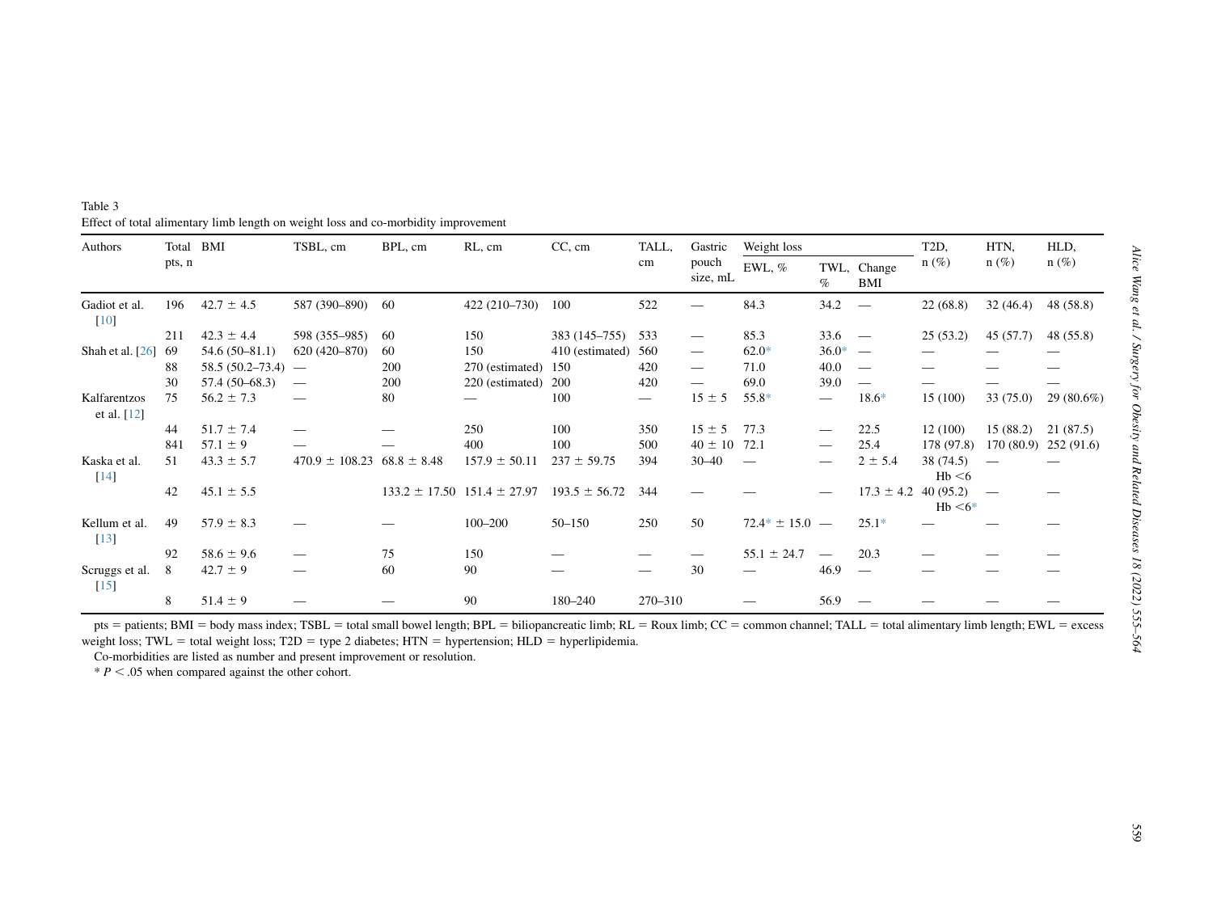Table 3
Effect of total alimentary limb length on weight loss and co-morbidity improvement

| Authors | Total pts, n | BMI | TSBL, cm | BPL, cm | RL, cm | CC, cm | TALL, cm | Gastric pouch size, mL | Weight loss | | | T2D, n (%) | HTN, n (%) | HLD, n (%) |
|---|---|---|---|---|---|---|---|---|---|---|---|---|---|---|
| | | | | | | | | | EWL, % | TWL, % | Change BMI | | | |
| Gadiot et al. [10] | 196 | 42.7 ± 4.5 | 587 (390–890) | 60 | 422 (210–730) | 100 | 522 | — | 84.3 | 34.2 | — | 22 (68.8) | 32 (46.4) | 48 (58.8) |
| | 211 | 42.3 ± 4.4 | 598 (355–985) | 60 | 150 | 383 (145–755) | 533 | — | 85.3 | 33.6 | — | 25 (53.2) | 45 (57.7) | 48 (55.8) |
| Shah et al. [26] | 69 | 54.6 (50–81.1) | 620 (420–870) | 60 | 150 | 410 (estimated) | 560 | — | 62.0* | 36.0* | — | — | — | — |
| | 88 | 58.5 (50.2–73.4) | — | 200 | 270 (estimated) | 150 | 420 | — | 71.0 | 40.0 | — | — | — | — |
| | 30 | 57.4 (50–68.3) | — | 200 | 220 (estimated) | 200 | 420 | — | 69.0 | 39.0 | — | — | — | — |
| Kalfarentzos et al. [12] | 75 | 56.2 ± 7.3 | — | 80 | — | 100 | — | 15 ± 5 | 55.8* | — | 18.6* | 15 (100) | 33 (75.0) | 29 (80.6%) |
| | 44 | 51.7 ± 7.4 | — | — | 250 | 100 | 350 | 15 ± 5 | 77.3 | — | 22.5 | 12 (100) | 15 (88.2) | 21 (87.5) |
| | 841 | 57.1 ± 9 | — | — | 400 | 100 | 500 | 40 ± 10 | 72.1 | — | 25.4 | 178 (97.8) | 170 (80.9) | 252 (91.6) |
| Kaska et al. [14] | 51 | 43.3 ± 5.7 | 470.9 ± 108.23 | 68.8 ± 8.48 | 157.9 ± 50.11 | 237 ± 59.75 | 394 | 30–40 | — | — | 2 ± 5.4 | 38 (74.5) Hb <6 | — | — |
| | 42 | 45.1 ± 5.5 | | 133.2 ± 17.50 | 151.4 ± 27.97 | 193.5 ± 56.72 | 344 | — | — | — | 17.3 ± 4.2 | 40 (95.2) Hb <6* | — | — |
| Kellum et al. [13] | 49 | 57.9 ± 8.3 | — | — | 100–200 | 50–150 | 250 | 50 | 72.4* ± 15.0 | — | 25.1* | — | — | — |
| | 92 | 58.6 ± 9.6 | — | 75 | 150 | — | — | — | 55.1 ± 24.7 | — | 20.3 | — | — | — |
| Scruggs et al. [15] | 8 | 42.7 ± 9 | — | 60 | 90 | — | — | 30 | — | 46.9 | — | — | — | — |
| | 8 | 51.4 ± 9 | — | — | 90 | 180–240 | 270–310 | | — | 56.9 | — | — | — | — |

pts = patients; BMI = body mass index; TSBL = total small bowel length; BPL = biliopancreatic limb; RL = Roux limb; CC = common channel; TALL = total alimentary limb length; EWL = excess weight loss; TWL = total weight loss; T2D = type 2 diabetes; HTN = hypertension; HLD = hyperlipidemia.

Co-morbidities are listed as number and present improvement or resolution.

* $P < .05$ when compared against the other cohort.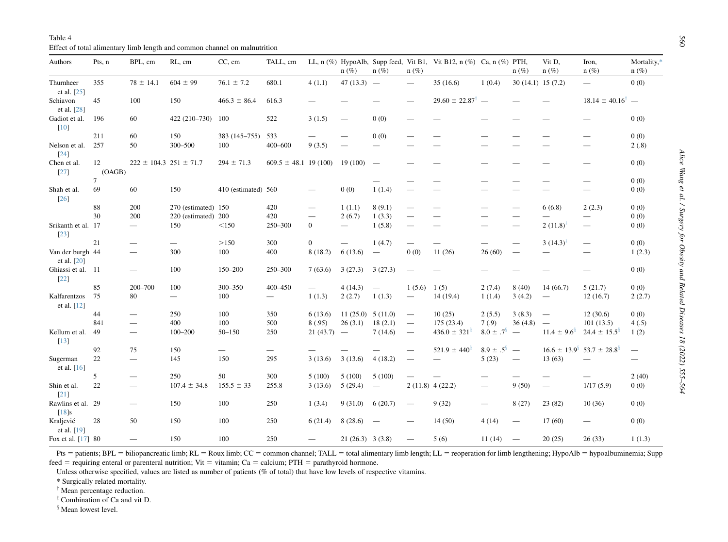Table 4
Effect of total alimentary limb length and common channel on malnutrition

| Authors | Pts, n | BPL, cm | RL, cm | CC, cm | TALL, cm | LL, n (%) | HypoAlb, n (%) | Supp feed, n (%) | Vit B1, n (%) | Vit B12, n (%) | Ca, n (%) | PTH, n (%) | Vit D, n (%) | Iron, n (%) | Mortality,* n (%) |
|---|---|---|---|---|---|---|---|---|---|---|---|---|---|---|---|
| Thurnheer et al. [25] | 355 | 78 ± 14.1 | 604 ± 99 | 76.1 ± 7.2 | 680.1 | 4 (1.1) | 47 (13.3) | — | — | 35 (16.6) | 1 (0.4) | 30 (14.1) | 15 (7.2) | — | 0 (0) |
| Schiavon et al. [28] | 45 | 100 | 150 | 466.3 ± 86.4 | 616.3 | — | — | — | — | 29.60 ± 22.87† | — | — | — | 18.14 ± 40.16† | — |
| Gadiot et al. [10] | 196 | 60 | 422 (210–730) | 100 | 522 | 3 (1.5) | — | 0 (0) | — | — | — | — | — | — | 0 (0) |
| | 211 | 60 | 150 | 383 (145–755) | 533 | — | — | 0 (0) | — | — | — | — | — | — | 0 (0) |
| Nelson et al. [24] | 257 | 50 | 300–500 | 100 | 400–600 | 9 (3.5) | — | — | — | — | — | — | — | — | 2 (.8) |
| Chen et al. [27] | 12 (OAGB) | 222 ± 104.3 | 251 ± 71.7 | 294 ± 71.3 | 609.5 ± 48.1 | 19 (100) | 19 (100) | — | — | — | — | — | — | — | 0 (0) |
| | 7 | | | | | | | — | — | — | — | — | — | — | 0 (0) |
| Shah et al. [26] | 69 | 60 | 150 | 410 (estimated) | 560 | — | 0 (0) | 1 (1.4) | — | — | — | — | — | — | 0 (0) |
| | 88 | 200 | 270 (estimated) | 150 | 420 | — | 1 (1.1) | 8 (9.1) | — | — | — | — | 6 (6.8) | 2 (2.3) | 0 (0) |
| | 30 | 200 | 220 (estimated) | 200 | 420 | — | 2 (6.7) | 1 (3.3) | — | — | — | — | — | — | 0 (0) |
| Srikanth et al. [23] | 17 | — | 150 | <150 | 250–300 | 0 | — | 1 (5.8) | — | — | — | — | 2 (11.8)‡ | — | 0 (0) |
| | 21 | — | — | >150 | 300 | 0 | — | 1 (4.7) | — | — | — | — | 3 (14.3)‡ | — | 0 (0) |
| Van der burgh et al. [20] | 44 | — | 300 | 100 | 400 | 8 (18.2) | 6 (13.6) | — | 0 (0) | 11 (26) | 26 (60) | — | — | — | 1 (2.3) |
| Ghiassi et al. [22] | 11 | — | 100 | 150–200 | 250–300 | 7 (63.6) | 3 (27.3) | 3 (27.3) | — | — | — | — | — | — | 0 (0) |
| | 85 | 200–700 | 100 | 300–350 | 400–450 | — | 4 (14.3) | — | 1 (5.6) | 1 (5) | 2 (7.4) | 8 (40) | 14 (66.7) | 5 (21.7) | 0 (0) |
| Kalfarentzos et al. [12] | 75 | 80 | — | 100 | — | 1 (1.3) | 2 (2.7) | 1 (1.3) | — | 14 (19.4) | 1 (1.4) | 3 (4.2) | — | 12 (16.7) | 2 (2.7) |
| | 44 | — | 250 | 100 | 350 | 6 (13.6) | 11 (25.0) | 5 (11.0) | — | 10 (25) | 2 (5.5) | 3 (8.3) | — | 12 (30.6) | 0 (0) |
| | 841 | — | 400 | 100 | 500 | 8 (.95) | 26 (3.1) | 18 (2.1) | — | 175 (23.4) | 7 (.9) | 36 (4.8) | — | 101 (13.5) | 4 (.5) |
| Kellum et al. [13] | 49 | — | 100–200 | 50–150 | 250 | 21 (43.7) | — | 7 (14.6) | — | 436.0 ± 321§ | 8.0 ± .7§ | — | 11.4 ± 9.6§ | 24.4 ± 15.5§ | 1 (2) |
| | 92 | 75 | 150 | — | — | — | — | — | — | 521.9 ± 440§ | 8.9 ± .5§ | — | 16.6 ± 13.9§ | 53.7 ± 28.8§ | — |
| Sugerman et al. [16] | 22 | — | 145 | 150 | 295 | 3 (13.6) | 3 (13.6) | 4 (18.2) | — | — | 5 (23) | — | 13 (63) | — | — |
| | 5 | — | 250 | 50 | 300 | 5 (100) | 5 (100) | 5 (100) | — | — | — | — | — | — | 2 (40) |
| Shin et al. [21] | 22 | — | 107.4 ± 34.8 | 155.5 ± 33 | 255.8 | 3 (13.6) | 5 (29.4) | — | 2 (11.8) | 4 (22.2) | — | 9 (50) | — | 1/17 (5.9) | 0 (0) |
| Rawlins et al. [18]s | 29 | — | 150 | 100 | 250 | 1 (3.4) | 9 (31.0) | 6 (20.7) | — | 9 (32) | — | 8 (27) | 23 (82) | 10 (36) | 0 (0) |
| Kraljević et al. [19] | 28 | 50 | 150 | 100 | 250 | 6 (21.4) | 8 (28.6) | — | — | 14 (50) | 4 (14) | — | 17 (60) | — | 0 (0) |
| Fox et al. [17] | 80 | — | 150 | 100 | 250 | — | 21 (26.3) | 3 (3.8) | — | 5 (6) | 11 (14) | — | 20 (25) | 26 (33) | 1 (1.3) |

Pts = patients; BPL = biliopancreatic limb; RL = Roux limb; CC = common channel; TALL = total alimentary limb length; LL = reoperation for limb lengthening; HypoAlb = hypoalbuminemia; Supp feed = requiring enteral or parenteral nutrition; Vit = vitamin; Ca = calcium; PTH = parathyroid hormone.

Unless otherwise specified, values are listed as number of patients (% of total) that have low levels of respective vitamins.

\* Surgically related mortality.

† Mean percentage reduction.

‡ Combination of Ca and vit D.

§ Mean lowest level.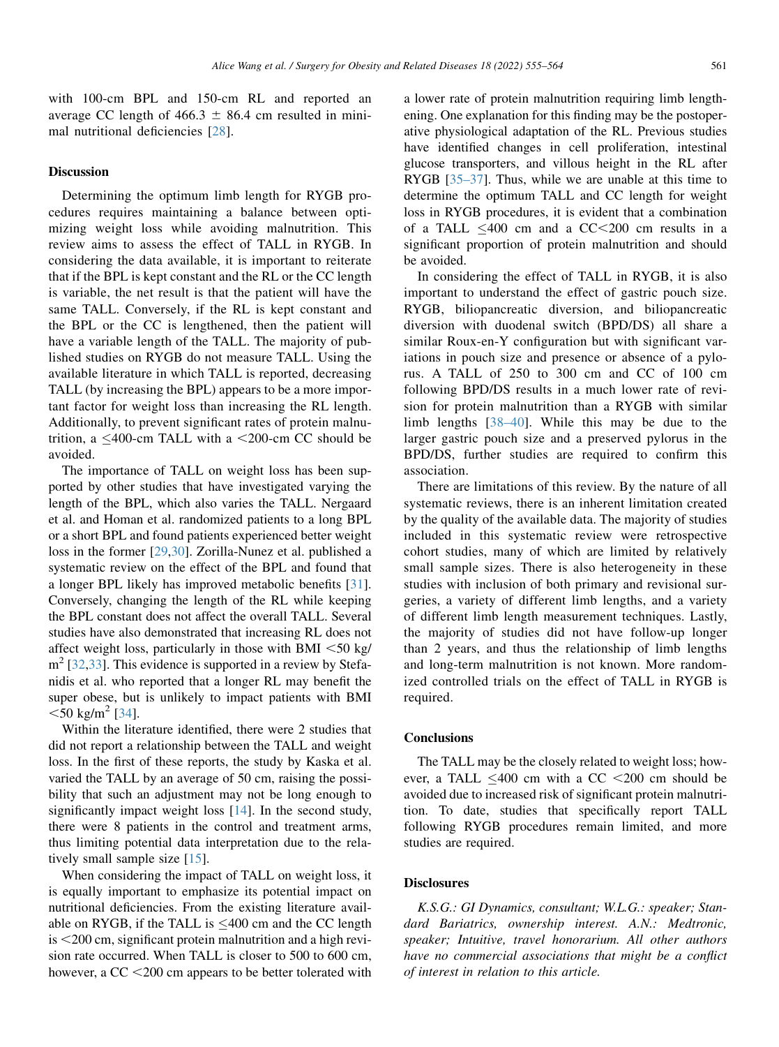with 100-cm BPL and 150-cm RL and reported an average CC length of 466.3 ± 86.4 cm resulted in minimal nutritional deficiencies [28].

## Discussion

Determining the optimum limb length for RYGB procedures requires maintaining a balance between optimizing weight loss while avoiding malnutrition. This review aims to assess the effect of TALL in RYGB. In considering the data available, it is important to reiterate that if the BPL is kept constant and the RL or the CC length is variable, the net result is that the patient will have the same TALL. Conversely, if the RL is kept constant and the BPL or the CC is lengthened, then the patient will have a variable length of the TALL. The majority of published studies on RYGB do not measure TALL. Using the available literature in which TALL is reported, decreasing TALL (by increasing the BPL) appears to be a more important factor for weight loss than increasing the RL length. Additionally, to prevent significant rates of protein malnutrition, a ≤400-cm TALL with a <200-cm CC should be avoided.

The importance of TALL on weight loss has been supported by other studies that have investigated varying the length of the BPL, which also varies the TALL. Nergaard et al. and Homan et al. randomized patients to a long BPL or a short BPL and found patients experienced better weight loss in the former [29,30]. Zorilla-Nunez et al. published a systematic review on the effect of the BPL and found that a longer BPL likely has improved metabolic benefits [31]. Conversely, changing the length of the RL while keeping the BPL constant does not affect the overall TALL. Several studies have also demonstrated that increasing RL does not affect weight loss, particularly in those with BMI <50 kg/m$^2$ [32,33]. This evidence is supported by a review by Stefanidis et al. who reported that a longer RL may benefit the super obese, but is unlikely to impact patients with BMI <50 kg/m$^2$ [34].

Within the literature identified, there were 2 studies that did not report a relationship between the TALL and weight loss. In the first of these reports, the study by Kaska et al. varied the TALL by an average of 50 cm, raising the possibility that such an adjustment may not be long enough to significantly impact weight loss [14]. In the second study, there were 8 patients in the control and treatment arms, thus limiting potential data interpretation due to the relatively small sample size [15].

When considering the impact of TALL on weight loss, it is equally important to emphasize its potential impact on nutritional deficiencies. From the existing literature available on RYGB, if the TALL is ≤400 cm and the CC length is <200 cm, significant protein malnutrition and a high revision rate occurred. When TALL is closer to 500 to 600 cm, however, a CC <200 cm appears to be better tolerated with a lower rate of protein malnutrition requiring limb lengthening. One explanation for this finding may be the postoperative physiological adaptation of the RL. Previous studies have identified changes in cell proliferation, intestinal glucose transporters, and villous height in the RL after RYGB [35–37]. Thus, while we are unable at this time to determine the optimum TALL and CC length for weight loss in RYGB procedures, it is evident that a combination of a TALL ≤400 cm and a CC<200 cm results in a significant proportion of protein malnutrition and should be avoided.

In considering the effect of TALL in RYGB, it is also important to understand the effect of gastric pouch size. RYGB, biliopancreatic diversion, and biliopancreatic diversion with duodenal switch (BPD/DS) all share a similar Roux-en-Y configuration but with significant variations in pouch size and presence or absence of a pylorus. A TALL of 250 to 300 cm and CC of 100 cm following BPD/DS results in a much lower rate of revision for protein malnutrition than a RYGB with similar limb lengths [38–40]. While this may be due to the larger gastric pouch size and a preserved pylorus in the BPD/DS, further studies are required to confirm this association.

There are limitations of this review. By the nature of all systematic reviews, there is an inherent limitation created by the quality of the available data. The majority of studies included in this systematic review were retrospective cohort studies, many of which are limited by relatively small sample sizes. There is also heterogeneity in these studies with inclusion of both primary and revisional surgeries, a variety of different limb lengths, and a variety of different limb length measurement techniques. Lastly, the majority of studies did not have follow-up longer than 2 years, and thus the relationship of limb lengths and long-term malnutrition is not known. More randomized controlled trials on the effect of TALL in RYGB is required.

## Conclusions

The TALL may be the closely related to weight loss; however, a TALL ≤400 cm with a CC <200 cm should be avoided due to increased risk of significant protein malnutrition. To date, studies that specifically report TALL following RYGB procedures remain limited, and more studies are required.

## Disclosures

*K.S.G.: GI Dynamics, consultant; W.L.G.: speaker; Standard Bariatrics, ownership interest. A.N.: Medtronic, speaker; Intuitive, travel honorarium. All other authors have no commercial associations that might be a conflict of interest in relation to this article.*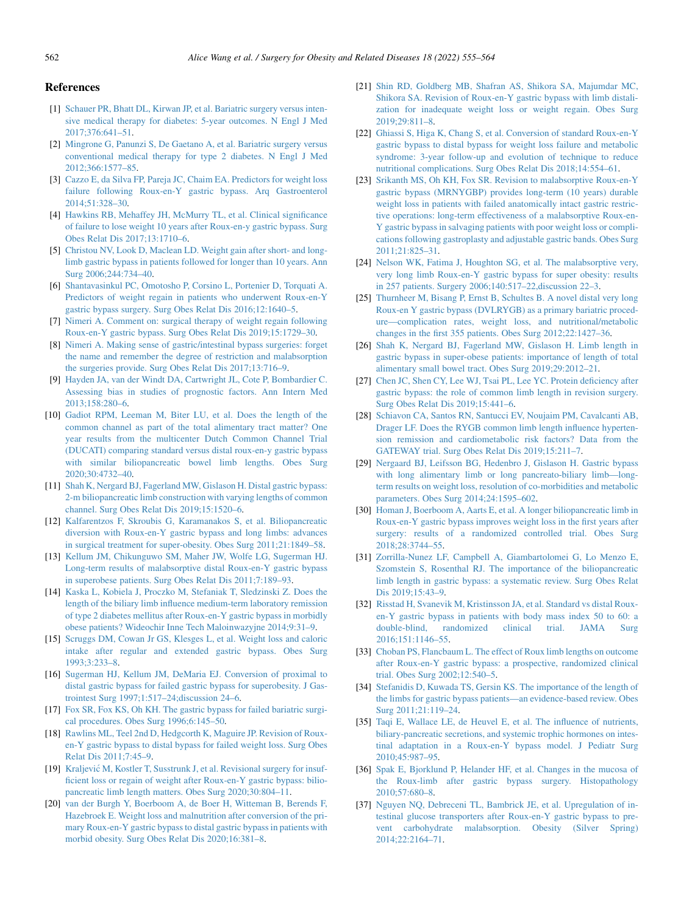## References

[1] Schauer PR, Bhatt DL, Kirwan JP, et al. Bariatric surgery versus intensive medical therapy for diabetes: 5-year outcomes. N Engl J Med 2017;376:641–51.

[2] Mingrone G, Panunzi S, De Gaetano A, et al. Bariatric surgery versus conventional medical therapy for type 2 diabetes. N Engl J Med 2012;366:1577–85.

[3] Cazzo E, da Silva FP, Pareja JC, Chaim EA. Predictors for weight loss failure following Roux-en-Y gastric bypass. Arq Gastroenterol 2014;51:328–30.

[4] Hawkins RB, Mehaffey JH, McMurry TL, et al. Clinical significance of failure to lose weight 10 years after Roux-en-y gastric bypass. Surg Obes Relat Dis 2017;13:1710–6.

[5] Christou NV, Look D, Maclean LD. Weight gain after short- and long-limb gastric bypass in patients followed for longer than 10 years. Ann Surg 2006;244:734–40.

[6] Shantavasinkul PC, Omotosho P, Corsino L, Portenier D, Torquati A. Predictors of weight regain in patients who underwent Roux-en-Y gastric bypass surgery. Surg Obes Relat Dis 2016;12:1640–5.

[7] Nimeri A. Comment on: surgical therapy of weight regain following Roux-en-Y gastric bypass. Surg Obes Relat Dis 2019;15:1729–30.

[8] Nimeri A. Making sense of gastric/intestinal bypass surgeries: forget the name and remember the degree of restriction and malabsorption the surgeries provide. Surg Obes Relat Dis 2017;13:716–9.

[9] Hayden JA, van der Windt DA, Cartwright JL, Cote P, Bombardier C. Assessing bias in studies of prognostic factors. Ann Intern Med 2013;158:280–6.

[10] Gadiot RPM, Leeman M, Biter LU, et al. Does the length of the common channel as part of the total alimentary tract matter? One year results from the multicenter Dutch Common Channel Trial (DUCATI) comparing standard versus distal roux-en-y gastric bypass with similar biliopancreatic bowel limb lengths. Obes Surg 2020;30:4732–40.

[11] Shah K, Nergard BJ, Fagerland MW, Gislason H. Distal gastric bypass: 2-m biliopancreatic limb construction with varying lengths of common channel. Surg Obes Relat Dis 2019;15:1520–6.

[12] Kalfarentzos F, Skroubis G, Karamanakos S, et al. Biliopancreatic diversion with Roux-en-Y gastric bypass and long limbs: advances in surgical treatment for super-obesity. Obes Surg 2011;21:1849–58.

[13] Kellum JM, Chikunguwo SM, Maher JW, Wolfe LG, Sugerman HJ. Long-term results of malabsorptive distal Roux-en-Y gastric bypass in superobese patients. Surg Obes Relat Dis 2011;7:189–93.

[14] Kaska L, Kobiela J, Proczko M, Stefaniak T, Sledzinski Z. Does the length of the biliary limb influence medium-term laboratory remission of type 2 diabetes mellitus after Roux-en-Y gastric bypass in morbidly obese patients? Wideochir Inne Tech Maloinwazyjne 2014;9:31–9.

[15] Scruggs DM, Cowan Jr GS, Klesges L, et al. Weight loss and caloric intake after regular and extended gastric bypass. Obes Surg 1993;3:233–8.

[16] Sugerman HJ, Kellum JM, DeMaria EJ. Conversion of proximal to distal gastric bypass for failed gastric bypass for superobesity. J Gastrointest Surg 1997;1:517–24;discussion 24–6.

[17] Fox SR, Fox KS, Oh KH. The gastric bypass for failed bariatric surgical procedures. Obes Surg 1996;6:145–50.

[18] Rawlins ML, Teel 2nd D, Hedgcorth K, Maguire JP. Revision of Roux-en-Y gastric bypass to distal bypass for failed weight loss. Surg Obes Relat Dis 2011;7:45–9.

[19] Kraljević M, Kostler T, Susstrunk J, et al. Revisional surgery for insufficient loss or regain of weight after Roux-en-Y gastric bypass: biliopancreatic limb length matters. Obes Surg 2020;30:804–11.

[20] van der Burgh Y, Boerboom A, de Boer H, Witteman B, Berends F, Hazebroek E. Weight loss and malnutrition after conversion of the primary Roux-en-Y gastric bypass to distal gastric bypass in patients with morbid obesity. Surg Obes Relat Dis 2020;16:381–8.

[21] Shin RD, Goldberg MB, Shafran AS, Shikora SA, Majumdar MC, Shikora SA. Revision of Roux-en-Y gastric bypass with limb distalization for inadequate weight loss or weight regain. Obes Surg 2019;29:811–8.

[22] Ghiassi S, Higa K, Chang S, et al. Conversion of standard Roux-en-Y gastric bypass to distal bypass for weight loss failure and metabolic syndrome: 3-year follow-up and evolution of technique to reduce nutritional complications. Surg Obes Relat Dis 2018;14:554–61.

[23] Srikanth MS, Oh KH, Fox SR. Revision to malabsorptive Roux-en-Y gastric bypass (MRNYGBP) provides long-term (10 years) durable weight loss in patients with failed anatomically intact gastric restrictive operations: long-term effectiveness of a malabsorptive Roux-en-Y gastric bypass in salvaging patients with poor weight loss or complications following gastroplasty and adjustable gastric bands. Obes Surg 2011;21:825–31.

[24] Nelson WK, Fatima J, Houghton SG, et al. The malabsorptive very, very long limb Roux-en-Y gastric bypass for super obesity: results in 257 patients. Surgery 2006;140:517–22,discussion 22–3.

[25] Thurnheer M, Bisang P, Ernst B, Schultes B. A novel distal very long Roux-en Y gastric bypass (DVLRYGB) as a primary bariatric procedure—complication rates, weight loss, and nutritional/metabolic changes in the first 355 patients. Obes Surg 2012;22:1427–36.

[26] Shah K, Nergard BJ, Fagerland MW, Gislason H. Limb length in gastric bypass in super-obese patients: importance of length of total alimentary small bowel tract. Obes Surg 2019;29:2012–21.

[27] Chen JC, Shen CY, Lee WJ, Tsai PL, Lee YC. Protein deficiency after gastric bypass: the role of common limb length in revision surgery. Surg Obes Relat Dis 2019;15:441–6.

[28] Schiavon CA, Santos RN, Santucci EV, Noujaim PM, Cavalcanti AB, Drager LF. Does the RYGB common limb length influence hypertension remission and cardiometabolic risk factors? Data from the GATEWAY trial. Surg Obes Relat Dis 2019;15:211–7.

[29] Nergaard BJ, Leifsson BG, Hedenbro J, Gislason H. Gastric bypass with long alimentary limb or long pancreato-biliary limb—long-term results on weight loss, resolution of co-morbidities and metabolic parameters. Obes Surg 2014;24:1595–602.

[30] Homan J, Boerboom A, Aarts E, et al. A longer biliopancreatic limb in Roux-en-Y gastric bypass improves weight loss in the first years after surgery: results of a randomized controlled trial. Obes Surg 2018;28:3744–55.

[31] Zorrilla-Nunez LF, Campbell A, Giambartolomei G, Lo Menzo E, Szomstein S, Rosenthal RJ. The importance of the biliopancreatic limb length in gastric bypass: a systematic review. Surg Obes Relat Dis 2019;15:43–9.

[32] Risstad H, Svanevik M, Kristinsson JA, et al. Standard vs distal Roux-en-Y gastric bypass in patients with body mass index 50 to 60: a double-blind, randomized clinical trial. JAMA Surg 2016;151:1146–55.

[33] Choban PS, Flancbaum L. The effect of Roux limb lengths on outcome after Roux-en-Y gastric bypass: a prospective, randomized clinical trial. Obes Surg 2002;12:540–5.

[34] Stefanidis D, Kuwada TS, Gersin KS. The importance of the length of the limbs for gastric bypass patients—an evidence-based review. Obes Surg 2011;21:119–24.

[35] Taqi E, Wallace LE, de Heuvel E, et al. The influence of nutrients, biliary-pancreatic secretions, and systemic trophic hormones on intestinal adaptation in a Roux-en-Y bypass model. J Pediatr Surg 2010;45:987–95.

[36] Spak E, Bjorklund P, Helander HF, et al. Changes in the mucosa of the Roux-limb after gastric bypass surgery. Histopathology 2010;57:680–8.

[37] Nguyen NQ, Debreceni TL, Bambrick JE, et al. Upregulation of intestinal glucose transporters after Roux-en-Y gastric bypass to prevent carbohydrate malabsorption. Obesity (Silver Spring) 2014;22:2164–71.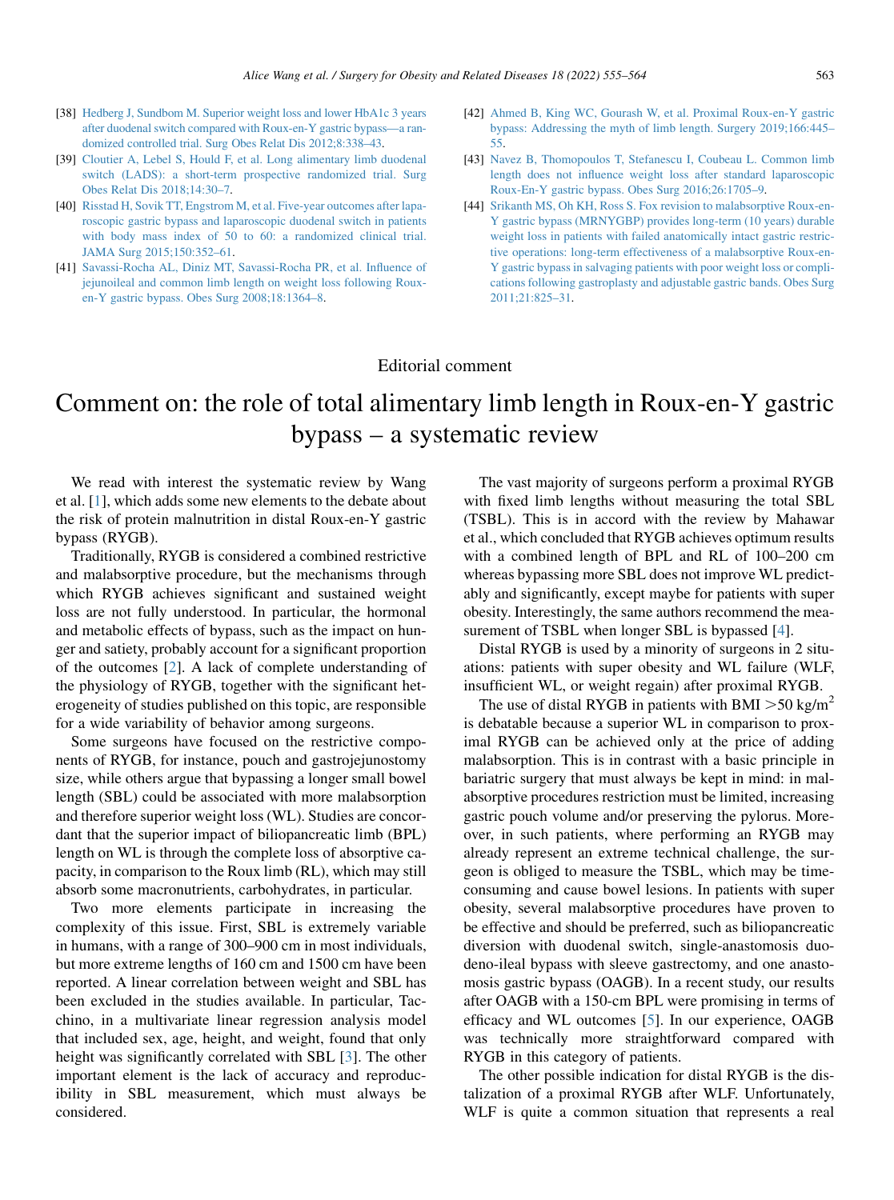[38] Hedberg J, Sundbom M. Superior weight loss and lower HbA1c 3 years after duodenal switch compared with Roux-en-Y gastric bypass—a randomized controlled trial. Surg Obes Relat Dis 2012;8:338–43.

[39] Cloutier A, Lebel S, Hould F, et al. Long alimentary limb duodenal switch (LADS): a short-term prospective randomized trial. Surg Obes Relat Dis 2018;14:30–7.

[40] Risstad H, Sovik TT, Engstrom M, et al. Five-year outcomes after laparoscopic gastric bypass and laparoscopic duodenal switch in patients with body mass index of 50 to 60: a randomized clinical trial. JAMA Surg 2015;150:352–61.

[41] Savassi-Rocha AL, Diniz MT, Savassi-Rocha PR, et al. Influence of jejunoileal and common limb length on weight loss following Roux-en-Y gastric bypass. Obes Surg 2008;18:1364–8.

[42] Ahmed B, King WC, Gourash W, et al. Proximal Roux-en-Y gastric bypass: Addressing the myth of limb length. Surgery 2019;166:445–55.

[43] Navez B, Thomopoulos T, Stefanescu I, Coubeau L. Common limb length does not influence weight loss after standard laparoscopic Roux-En-Y gastric bypass. Obes Surg 2016;26:1705–9.

[44] Srikanth MS, Oh KH, Ross S. Fox revision to malabsorptive Roux-en-Y gastric bypass (MRNYGBP) provides long-term (10 years) durable weight loss in patients with failed anatomically intact gastric restrictive operations: long-term effectiveness of a malabsorptive Roux-en-Y gastric bypass in salvaging patients with poor weight loss or complications following gastroplasty and adjustable gastric bands. Obes Surg 2011;21:825–31.

Editorial comment

# Comment on: the role of total alimentary limb length in Roux-en-Y gastric bypass – a systematic review

We read with interest the systematic review by Wang et al. [1], which adds some new elements to the debate about the risk of protein malnutrition in distal Roux-en-Y gastric bypass (RYGB).

Traditionally, RYGB is considered a combined restrictive and malabsorptive procedure, but the mechanisms through which RYGB achieves significant and sustained weight loss are not fully understood. In particular, the hormonal and metabolic effects of bypass, such as the impact on hunger and satiety, probably account for a significant proportion of the outcomes [2]. A lack of complete understanding of the physiology of RYGB, together with the significant heterogeneity of studies published on this topic, are responsible for a wide variability of behavior among surgeons.

Some surgeons have focused on the restrictive components of RYGB, for instance, pouch and gastrojejunostomy size, while others argue that bypassing a longer small bowel length (SBL) could be associated with more malabsorption and therefore superior weight loss (WL). Studies are concordant that the superior impact of biliopancreatic limb (BPL) length on WL is through the complete loss of absorptive capacity, in comparison to the Roux limb (RL), which may still absorb some macronutrients, carbohydrates, in particular.

Two more elements participate in increasing the complexity of this issue. First, SBL is extremely variable in humans, with a range of 300–900 cm in most individuals, but more extreme lengths of 160 cm and 1500 cm have been reported. A linear correlation between weight and SBL has been excluded in the studies available. In particular, Tacchino, in a multivariate linear regression analysis model that included sex, age, height, and weight, found that only height was significantly correlated with SBL [3]. The other important element is the lack of accuracy and reproducibility in SBL measurement, which must always be considered.

The vast majority of surgeons perform a proximal RYGB with fixed limb lengths without measuring the total SBL (TSBL). This is in accord with the review by Mahawar et al., which concluded that RYGB achieves optimum results with a combined length of BPL and RL of 100–200 cm whereas bypassing more SBL does not improve WL predictably and significantly, except maybe for patients with super obesity. Interestingly, the same authors recommend the measurement of TSBL when longer SBL is bypassed [4].

Distal RYGB is used by a minority of surgeons in 2 situations: patients with super obesity and WL failure (WLF, insufficient WL, or weight regain) after proximal RYGB.

The use of distal RYGB in patients with BMI $>50$ kg/m$^2$ is debatable because a superior WL in comparison to proximal RYGB can be achieved only at the price of adding malabsorption. This is in contrast with a basic principle in bariatric surgery that must always be kept in mind: in malabsorptive procedures restriction must be limited, increasing gastric pouch volume and/or preserving the pylorus. Moreover, in such patients, where performing an RYGB may already represent an extreme technical challenge, the surgeon is obliged to measure the TSBL, which may be time-consuming and cause bowel lesions. In patients with super obesity, several malabsorptive procedures have proven to be effective and should be preferred, such as biliopancreatic diversion with duodenal switch, single-anastomosis duodeno-ileal bypass with sleeve gastrectomy, and one anastomosis gastric bypass (OAGB). In a recent study, our results after OAGB with a 150-cm BPL were promising in terms of efficacy and WL outcomes [5]. In our experience, OAGB was technically more straightforward compared with RYGB in this category of patients.

The other possible indication for distal RYGB is the distalization of a proximal RYGB after WLF. Unfortunately, WLF is quite a common situation that represents a real